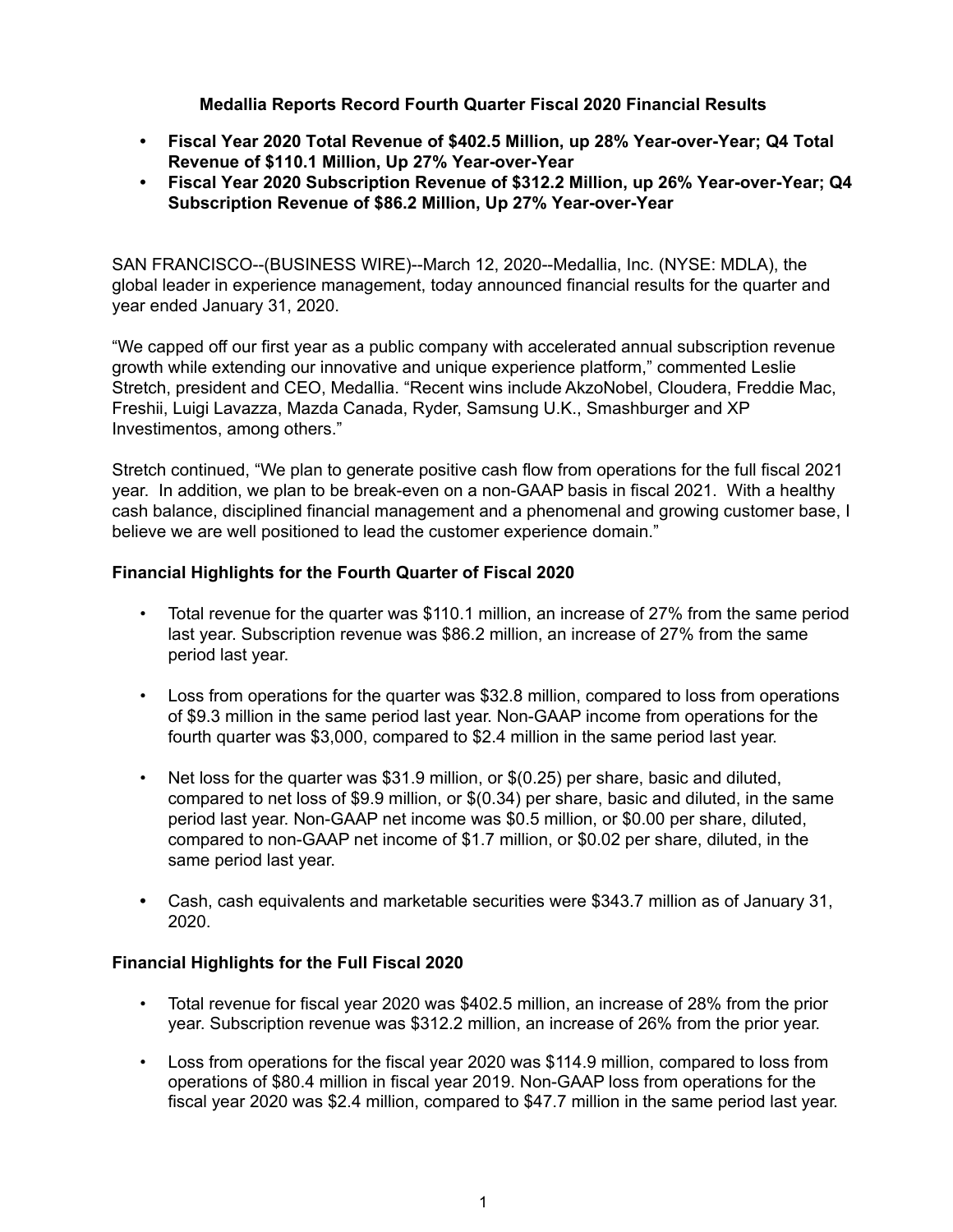# Medallia Reports Record Fourth Quarter Fiscal 2020 Financial Results

- **Fiscal Year 2020 Total Revenue of $402.5 Million, up 28% Year-over-Year; Q4 Total Revenue of $110.1 Million, Up 27% Year-over-Year**
- **Fiscal Year 2020 Subscription Revenue of $312.2 Million, up 26% Year-over-Year; Q4 Subscription Revenue of $86.2 Million, Up 27% Year-over-Year**

SAN FRANCISCO--(BUSINESS WIRE)--March 12, 2020--Medallia, Inc. (NYSE: MDLA), the global leader in experience management, today announced financial results for the quarter and year ended January 31, 2020.

"We capped off our first year as a public company with accelerated annual subscription revenue growth while extending our innovative and unique experience platform," commented Leslie Stretch, president and CEO, Medallia. "Recent wins include AkzoNobel, Cloudera, Freddie Mac, Freshii, Luigi Lavazza, Mazda Canada, Ryder, Samsung U.K., Smashburger and XP Investimentos, among others."

Stretch continued, "We plan to generate positive cash flow from operations for the full fiscal 2021 year. In addition, we plan to be break-even on a non-GAAP basis in fiscal 2021. With a healthy cash balance, disciplined financial management and a phenomenal and growing customer base, I believe we are well positioned to lead the customer experience domain."

### Financial Highlights for the Fourth Quarter of Fiscal 2020

- Total revenue for the quarter was $110.1 million, an increase of 27% from the same period last year. Subscription revenue was $86.2 million, an increase of 27% from the same period last year.
- Loss from operations for the quarter was $32.8 million, compared to loss from operations of $9.3 million in the same period last year. Non-GAAP income from operations for the fourth quarter was $3,000, compared to $2.4 million in the same period last year.
- Net loss for the quarter was $31.9 million, or $(0.25) per share, basic and diluted, compared to net loss of $9.9 million, or $(0.34) per share, basic and diluted, in the same period last year. Non-GAAP net income was $0.5 million, or $0.00 per share, diluted, compared to non-GAAP net income of $1.7 million, or $0.02 per share, diluted, in the same period last year.
- Cash, cash equivalents and marketable securities were $343.7 million as of January 31, 2020.

### Financial Highlights for the Full Fiscal 2020

- Total revenue for fiscal year 2020 was $402.5 million, an increase of 28% from the prior year. Subscription revenue was $312.2 million, an increase of 26% from the prior year.
- Loss from operations for the fiscal year 2020 was $114.9 million, compared to loss from operations of $80.4 million in fiscal year 2019. Non-GAAP loss from operations for the fiscal year 2020 was $2.4 million, compared to $47.7 million in the same period last year.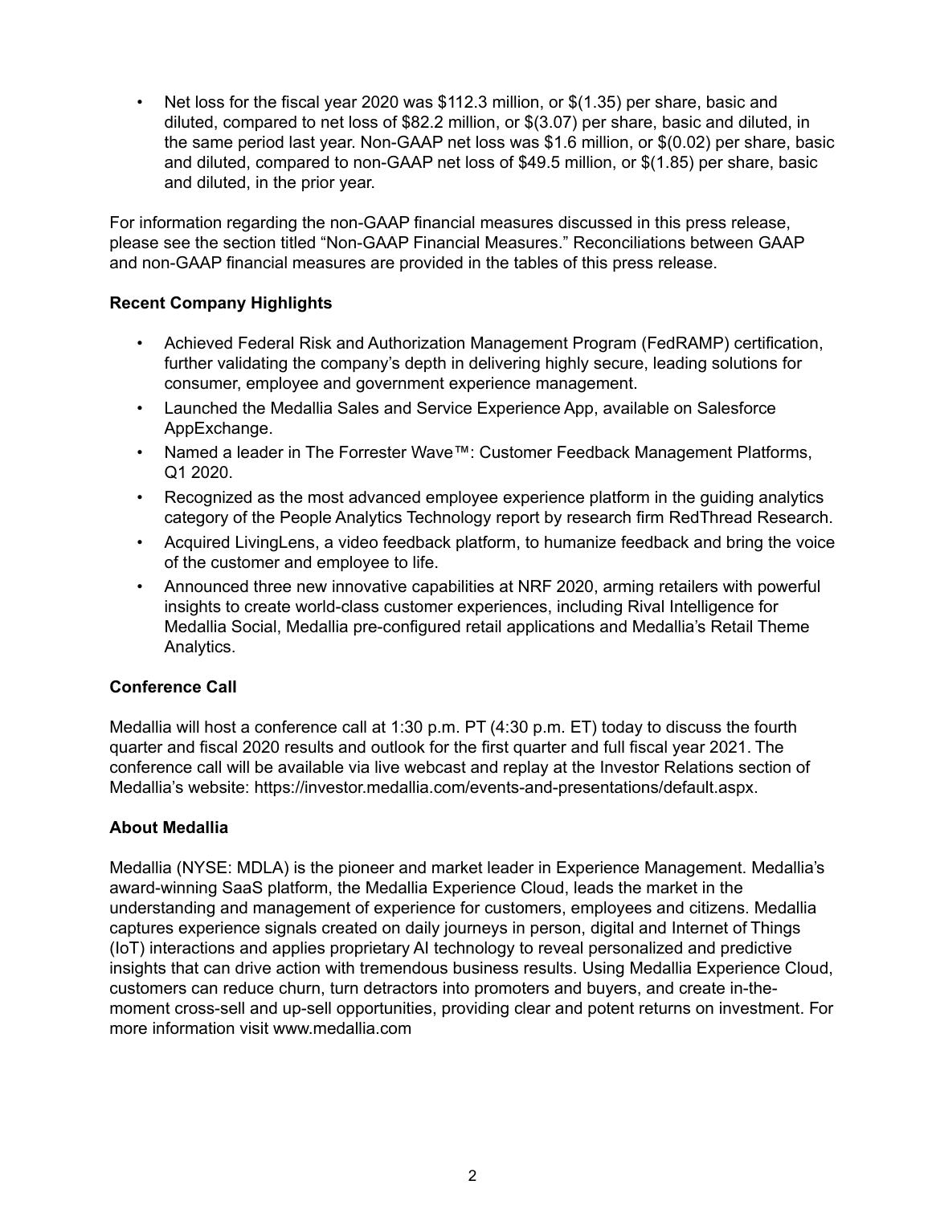- Net loss for the fiscal year 2020 was $112.3 million, or $(1.35) per share, basic and diluted, compared to net loss of $82.2 million, or $(3.07) per share, basic and diluted, in the same period last year. Non-GAAP net loss was $1.6 million, or $(0.02) per share, basic and diluted, compared to non-GAAP net loss of $49.5 million, or $(1.85) per share, basic and diluted, in the prior year.

For information regarding the non-GAAP financial measures discussed in this press release, please see the section titled "Non-GAAP Financial Measures." Reconciliations between GAAP and non-GAAP financial measures are provided in the tables of this press release.

**Recent Company Highlights**

- Achieved Federal Risk and Authorization Management Program (FedRAMP) certification, further validating the company's depth in delivering highly secure, leading solutions for consumer, employee and government experience management.
- Launched the Medallia Sales and Service Experience App, available on Salesforce AppExchange.
- Named a leader in The Forrester Wave™: Customer Feedback Management Platforms, Q1 2020.
- Recognized as the most advanced employee experience platform in the guiding analytics category of the People Analytics Technology report by research firm RedThread Research.
- Acquired LivingLens, a video feedback platform, to humanize feedback and bring the voice of the customer and employee to life.
- Announced three new innovative capabilities at NRF 2020, arming retailers with powerful insights to create world-class customer experiences, including Rival Intelligence for Medallia Social, Medallia pre-configured retail applications and Medallia's Retail Theme Analytics.

**Conference Call**

Medallia will host a conference call at 1:30 p.m. PT (4:30 p.m. ET) today to discuss the fourth quarter and fiscal 2020 results and outlook for the first quarter and full fiscal year 2021. The conference call will be available via live webcast and replay at the Investor Relations section of Medallia's website: https://investor.medallia.com/events-and-presentations/default.aspx.

**About Medallia**

Medallia (NYSE: MDLA) is the pioneer and market leader in Experience Management. Medallia's award-winning SaaS platform, the Medallia Experience Cloud, leads the market in the understanding and management of experience for customers, employees and citizens. Medallia captures experience signals created on daily journeys in person, digital and Internet of Things (IoT) interactions and applies proprietary AI technology to reveal personalized and predictive insights that can drive action with tremendous business results. Using Medallia Experience Cloud, customers can reduce churn, turn detractors into promoters and buyers, and create in-the-moment cross-sell and up-sell opportunities, providing clear and potent returns on investment. For more information visit www.medallia.com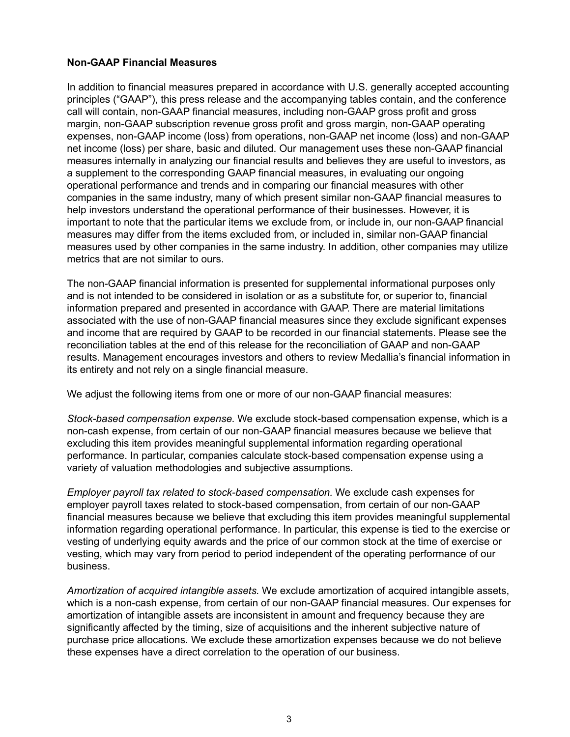**Non-GAAP Financial Measures**

In addition to financial measures prepared in accordance with U.S. generally accepted accounting principles ("GAAP"), this press release and the accompanying tables contain, and the conference call will contain, non-GAAP financial measures, including non-GAAP gross profit and gross margin, non-GAAP subscription revenue gross profit and gross margin, non-GAAP operating expenses, non-GAAP income (loss) from operations, non-GAAP net income (loss) and non-GAAP net income (loss) per share, basic and diluted. Our management uses these non-GAAP financial measures internally in analyzing our financial results and believes they are useful to investors, as a supplement to the corresponding GAAP financial measures, in evaluating our ongoing operational performance and trends and in comparing our financial measures with other companies in the same industry, many of which present similar non-GAAP financial measures to help investors understand the operational performance of their businesses. However, it is important to note that the particular items we exclude from, or include in, our non-GAAP financial measures may differ from the items excluded from, or included in, similar non-GAAP financial measures used by other companies in the same industry. In addition, other companies may utilize metrics that are not similar to ours.

The non-GAAP financial information is presented for supplemental informational purposes only and is not intended to be considered in isolation or as a substitute for, or superior to, financial information prepared and presented in accordance with GAAP. There are material limitations associated with the use of non-GAAP financial measures since they exclude significant expenses and income that are required by GAAP to be recorded in our financial statements. Please see the reconciliation tables at the end of this release for the reconciliation of GAAP and non-GAAP results. Management encourages investors and others to review Medallia's financial information in its entirety and not rely on a single financial measure.

We adjust the following items from one or more of our non-GAAP financial measures:

*Stock-based compensation expense.* We exclude stock-based compensation expense, which is a non-cash expense, from certain of our non-GAAP financial measures because we believe that excluding this item provides meaningful supplemental information regarding operational performance. In particular, companies calculate stock-based compensation expense using a variety of valuation methodologies and subjective assumptions.

*Employer payroll tax related to stock-based compensation.* We exclude cash expenses for employer payroll taxes related to stock-based compensation, from certain of our non-GAAP financial measures because we believe that excluding this item provides meaningful supplemental information regarding operational performance. In particular, this expense is tied to the exercise or vesting of underlying equity awards and the price of our common stock at the time of exercise or vesting, which may vary from period to period independent of the operating performance of our business.

*Amortization of acquired intangible assets.* We exclude amortization of acquired intangible assets, which is a non-cash expense, from certain of our non-GAAP financial measures. Our expenses for amortization of intangible assets are inconsistent in amount and frequency because they are significantly affected by the timing, size of acquisitions and the inherent subjective nature of purchase price allocations. We exclude these amortization expenses because we do not believe these expenses have a direct correlation to the operation of our business.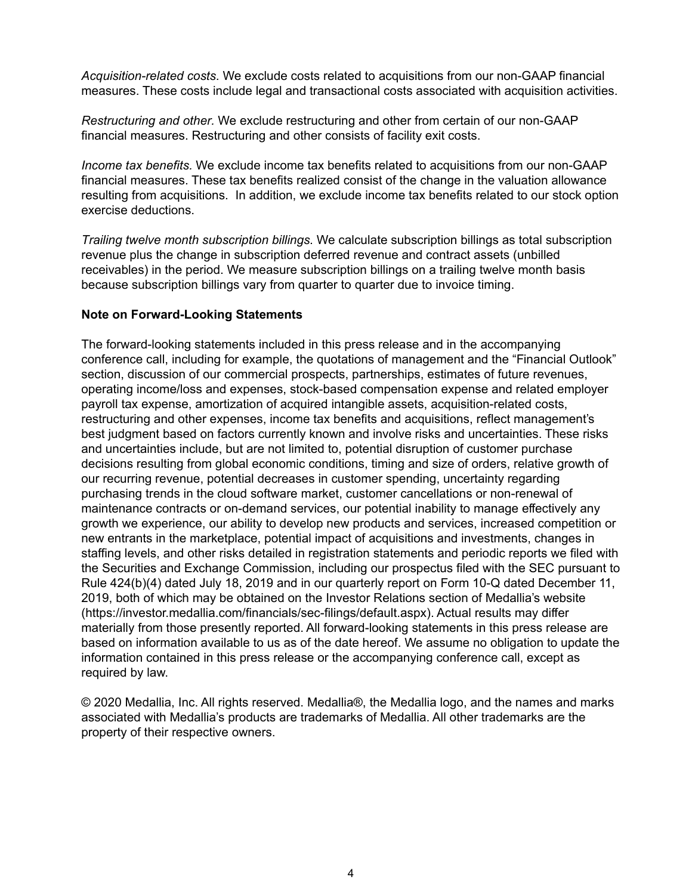*Acquisition-related costs*. We exclude costs related to acquisitions from our non-GAAP financial measures. These costs include legal and transactional costs associated with acquisition activities.

*Restructuring and other.* We exclude restructuring and other from certain of our non-GAAP financial measures. Restructuring and other consists of facility exit costs.

*Income tax benefits.* We exclude income tax benefits related to acquisitions from our non-GAAP financial measures. These tax benefits realized consist of the change in the valuation allowance resulting from acquisitions. In addition, we exclude income tax benefits related to our stock option exercise deductions.

*Trailing twelve month subscription billings.* We calculate subscription billings as total subscription revenue plus the change in subscription deferred revenue and contract assets (unbilled receivables) in the period. We measure subscription billings on a trailing twelve month basis because subscription billings vary from quarter to quarter due to invoice timing.

**Note on Forward-Looking Statements**

The forward-looking statements included in this press release and in the accompanying conference call, including for example, the quotations of management and the "Financial Outlook" section, discussion of our commercial prospects, partnerships, estimates of future revenues, operating income/loss and expenses, stock-based compensation expense and related employer payroll tax expense, amortization of acquired intangible assets, acquisition-related costs, restructuring and other expenses, income tax benefits and acquisitions, reflect management's best judgment based on factors currently known and involve risks and uncertainties. These risks and uncertainties include, but are not limited to, potential disruption of customer purchase decisions resulting from global economic conditions, timing and size of orders, relative growth of our recurring revenue, potential decreases in customer spending, uncertainty regarding purchasing trends in the cloud software market, customer cancellations or non-renewal of maintenance contracts or on-demand services, our potential inability to manage effectively any growth we experience, our ability to develop new products and services, increased competition or new entrants in the marketplace, potential impact of acquisitions and investments, changes in staffing levels, and other risks detailed in registration statements and periodic reports we filed with the Securities and Exchange Commission, including our prospectus filed with the SEC pursuant to Rule 424(b)(4) dated July 18, 2019 and in our quarterly report on Form 10-Q dated December 11, 2019, both of which may be obtained on the Investor Relations section of Medallia's website (https://investor.medallia.com/financials/sec-filings/default.aspx). Actual results may differ materially from those presently reported. All forward-looking statements in this press release are based on information available to us as of the date hereof. We assume no obligation to update the information contained in this press release or the accompanying conference call, except as required by law.

© 2020 Medallia, Inc. All rights reserved. Medallia®, the Medallia logo, and the names and marks associated with Medallia's products are trademarks of Medallia. All other trademarks are the property of their respective owners.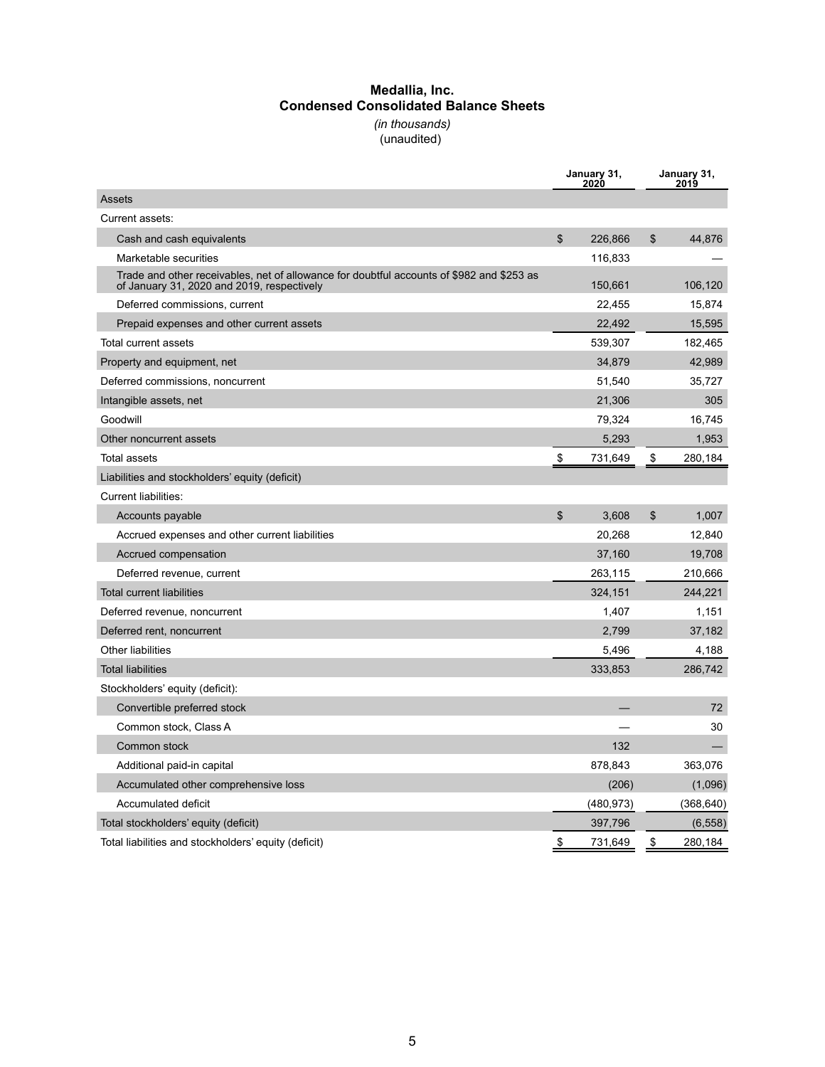# Medallia, Inc.
## Condensed Consolidated Balance Sheets

*(in thousands)*
(unaudited)

| | January 31, 2020 | January 31, 2019 |
|---|---|---|
| **Assets** | | |
| Current assets: | | |
| Cash and cash equivalents | $ 226,866 | $ 44,876 |
| Marketable securities | 116,833 | — |
| Trade and other receivables, net of allowance for doubtful accounts of $982 and $253 as of January 31, 2020 and 2019, respectively | 150,661 | 106,120 |
| Deferred commissions, current | 22,455 | 15,874 |
| Prepaid expenses and other current assets | 22,492 | 15,595 |
| Total current assets | 539,307 | 182,465 |
| Property and equipment, net | 34,879 | 42,989 |
| Deferred commissions, noncurrent | 51,540 | 35,727 |
| Intangible assets, net | 21,306 | 305 |
| Goodwill | 79,324 | 16,745 |
| Other noncurrent assets | 5,293 | 1,953 |
| Total assets | $ 731,649 | $ 280,184 |
| **Liabilities and stockholders' equity (deficit)** | | |
| Current liabilities: | | |
| Accounts payable | $ 3,608 | $ 1,007 |
| Accrued expenses and other current liabilities | 20,268 | 12,840 |
| Accrued compensation | 37,160 | 19,708 |
| Deferred revenue, current | 263,115 | 210,666 |
| Total current liabilities | 324,151 | 244,221 |
| Deferred revenue, noncurrent | 1,407 | 1,151 |
| Deferred rent, noncurrent | 2,799 | 37,182 |
| Other liabilities | 5,496 | 4,188 |
| Total liabilities | 333,853 | 286,742 |
| Stockholders' equity (deficit): | | |
| Convertible preferred stock | — | 72 |
| Common stock, Class A | — | 30 |
| Common stock | 132 | — |
| Additional paid-in capital | 878,843 | 363,076 |
| Accumulated other comprehensive loss | (206) | (1,096) |
| Accumulated deficit | (480,973) | (368,640) |
| Total stockholders' equity (deficit) | 397,796 | (6,558) |
| Total liabilities and stockholders' equity (deficit) | $ 731,649 | $ 280,184 |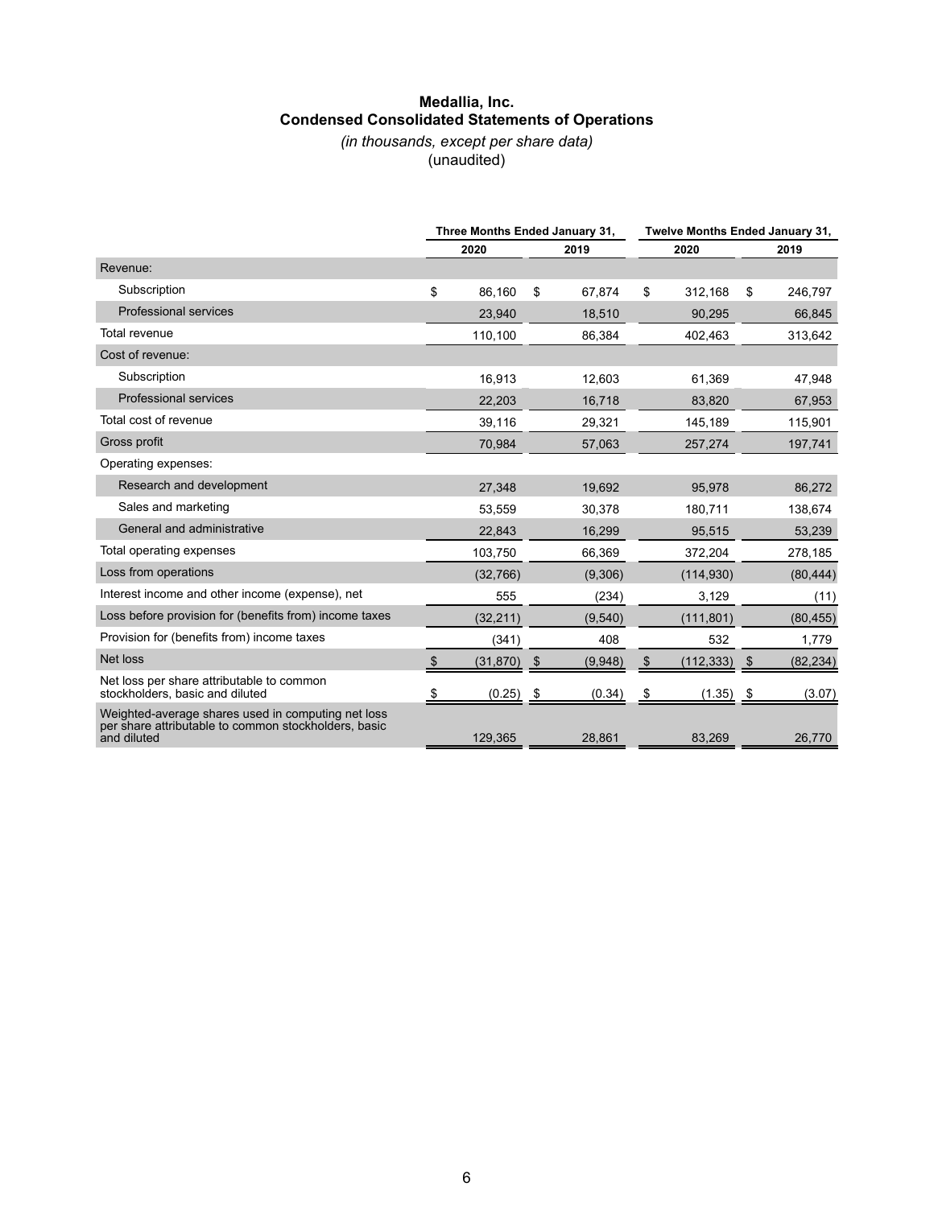# Medallia, Inc.
## Condensed Consolidated Statements of Operations

*(in thousands, except per share data)*
(unaudited)

| | Three Months Ended January 31, | | Twelve Months Ended January 31, | |
|---|---|---|---|---|
| | 2020 | 2019 | 2020 | 2019 |
| Revenue: | | | | |
| Subscription | $ 86,160 | $ 67,874 | $ 312,168 | $ 246,797 |
| Professional services | 23,940 | 18,510 | 90,295 | 66,845 |
| Total revenue | 110,100 | 86,384 | 402,463 | 313,642 |
| Cost of revenue: | | | | |
| Subscription | 16,913 | 12,603 | 61,369 | 47,948 |
| Professional services | 22,203 | 16,718 | 83,820 | 67,953 |
| Total cost of revenue | 39,116 | 29,321 | 145,189 | 115,901 |
| Gross profit | 70,984 | 57,063 | 257,274 | 197,741 |
| Operating expenses: | | | | |
| Research and development | 27,348 | 19,692 | 95,978 | 86,272 |
| Sales and marketing | 53,559 | 30,378 | 180,711 | 138,674 |
| General and administrative | 22,843 | 16,299 | 95,515 | 53,239 |
| Total operating expenses | 103,750 | 66,369 | 372,204 | 278,185 |
| Loss from operations | (32,766) | (9,306) | (114,930) | (80,444) |
| Interest income and other income (expense), net | 555 | (234) | 3,129 | (11) |
| Loss before provision for (benefits from) income taxes | (32,211) | (9,540) | (111,801) | (80,455) |
| Provision for (benefits from) income taxes | (341) | 408 | 532 | 1,779 |
| Net loss | $ (31,870) | $ (9,948) | $ (112,333) | $ (82,234) |
| Net loss per share attributable to common stockholders, basic and diluted | $ (0.25) | $ (0.34) | $ (1.35) | $ (3.07) |
| Weighted-average shares used in computing net loss per share attributable to common stockholders, basic and diluted | 129,365 | 28,861 | 83,269 | 26,770 |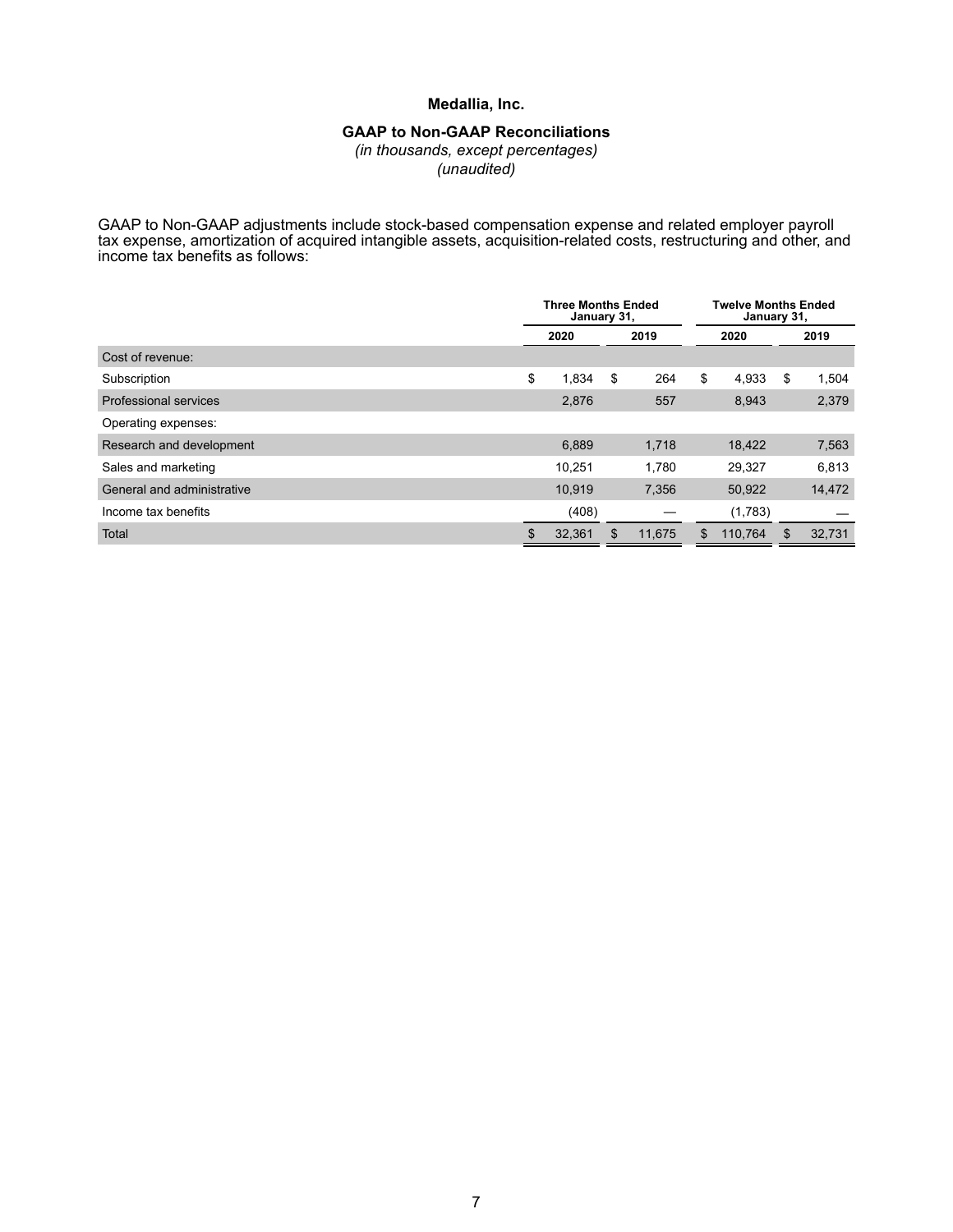**Medallia, Inc.**

**GAAP to Non-GAAP Reconciliations**

*(in thousands, except percentages)*

*(unaudited)*

GAAP to Non-GAAP adjustments include stock-based compensation expense and related employer payroll tax expense, amortization of acquired intangible assets, acquisition-related costs, restructuring and other, and income tax benefits as follows:

| | Three Months Ended January 31, | | Twelve Months Ended January 31, | |
|---|---|---|---|---|
| | 2020 | 2019 | 2020 | 2019 |
| Cost of revenue: | | | | |
| Subscription | $ 1,834 | $ 264 | $ 4,933 | $ 1,504 |
| Professional services | 2,876 | 557 | 8,943 | 2,379 |
| Operating expenses: | | | | |
| Research and development | 6,889 | 1,718 | 18,422 | 7,563 |
| Sales and marketing | 10,251 | 1,780 | 29,327 | 6,813 |
| General and administrative | 10,919 | 7,356 | 50,922 | 14,472 |
| Income tax benefits | (408) | — | (1,783) | — |
| Total | $ 32,361 | $ 11,675 | $ 110,764 | $ 32,731 |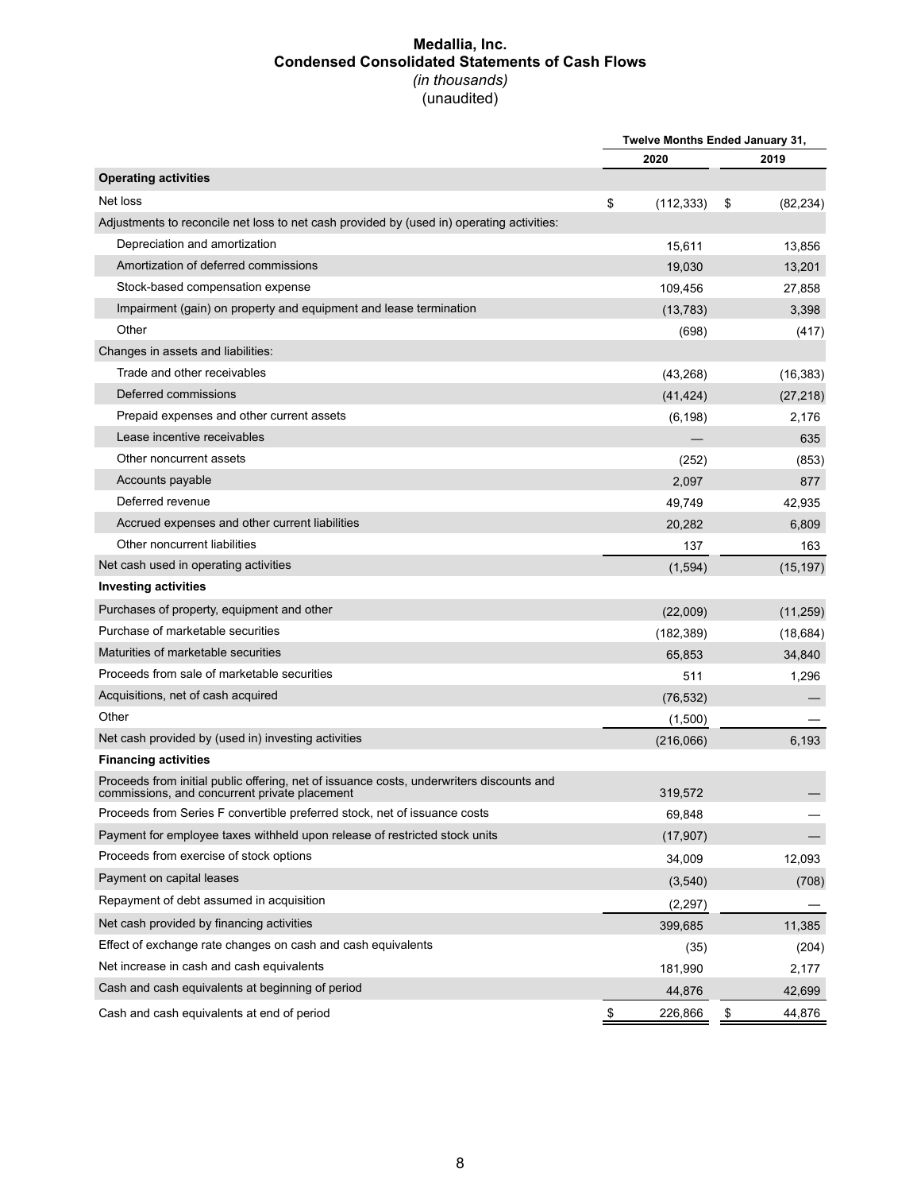# Medallia, Inc.
## Condensed Consolidated Statements of Cash Flows
*(in thousands)*
(unaudited)

| | Twelve Months Ended January 31, | |
|---|---|---|
| | 2020 | 2019 |
| **Operating activities** | | |
| Net loss | $ (112,333) | $ (82,234) |
| Adjustments to reconcile net loss to net cash provided by (used in) operating activities: | | |
| Depreciation and amortization | 15,611 | 13,856 |
| Amortization of deferred commissions | 19,030 | 13,201 |
| Stock-based compensation expense | 109,456 | 27,858 |
| Impairment (gain) on property and equipment and lease termination | (13,783) | 3,398 |
| Other | (698) | (417) |
| Changes in assets and liabilities: | | |
| Trade and other receivables | (43,268) | (16,383) |
| Deferred commissions | (41,424) | (27,218) |
| Prepaid expenses and other current assets | (6,198) | 2,176 |
| Lease incentive receivables | — | 635 |
| Other noncurrent assets | (252) | (853) |
| Accounts payable | 2,097 | 877 |
| Deferred revenue | 49,749 | 42,935 |
| Accrued expenses and other current liabilities | 20,282 | 6,809 |
| Other noncurrent liabilities | 137 | 163 |
| Net cash used in operating activities | (1,594) | (15,197) |
| **Investing activities** | | |
| Purchases of property, equipment and other | (22,009) | (11,259) |
| Purchase of marketable securities | (182,389) | (18,684) |
| Maturities of marketable securities | 65,853 | 34,840 |
| Proceeds from sale of marketable securities | 511 | 1,296 |
| Acquisitions, net of cash acquired | (76,532) | — |
| Other | (1,500) | — |
| Net cash provided by (used in) investing activities | (216,066) | 6,193 |
| **Financing activities** | | |
| Proceeds from initial public offering, net of issuance costs, underwriters discounts and commissions, and concurrent private placement | 319,572 | — |
| Proceeds from Series F convertible preferred stock, net of issuance costs | 69,848 | — |
| Payment for employee taxes withheld upon release of restricted stock units | (17,907) | — |
| Proceeds from exercise of stock options | 34,009 | 12,093 |
| Payment on capital leases | (3,540) | (708) |
| Repayment of debt assumed in acquisition | (2,297) | — |
| Net cash provided by financing activities | 399,685 | 11,385 |
| Effect of exchange rate changes on cash and cash equivalents | (35) | (204) |
| Net increase in cash and cash equivalents | 181,990 | 2,177 |
| Cash and cash equivalents at beginning of period | 44,876 | 42,699 |
| Cash and cash equivalents at end of period | $ 226,866 | $ 44,876 |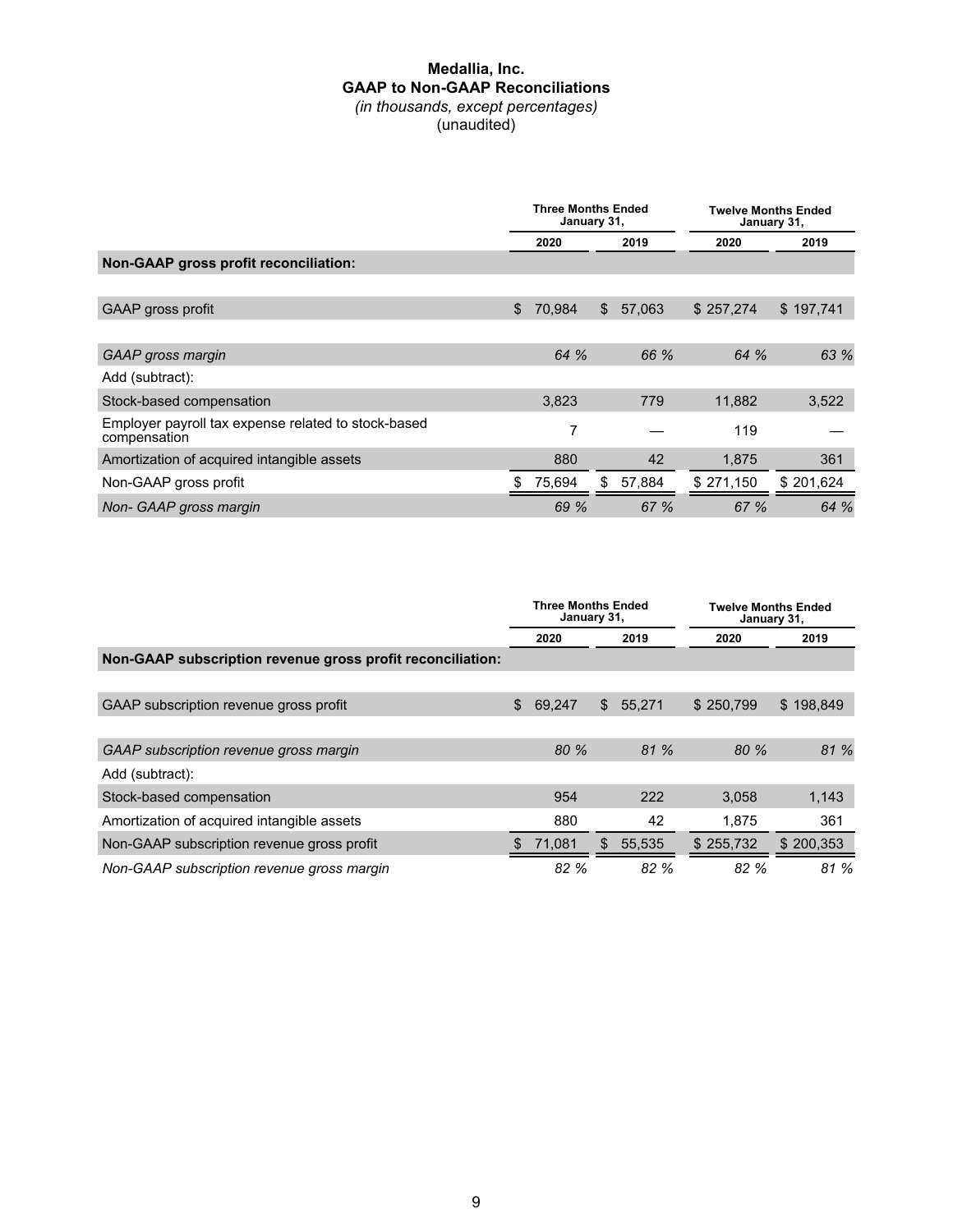# Medallia, Inc.
## GAAP to Non-GAAP Reconciliations
*(in thousands, except percentages)*
(unaudited)

| | Three Months Ended January 31, | | Twelve Months Ended January 31, | |
|---|---|---|---|---|
| | 2020 | 2019 | 2020 | 2019 |
| **Non-GAAP gross profit reconciliation:** | | | | |
| GAAP gross profit | $ 70,984 | $ 57,063 | $ 257,274 | $ 197,741 |
| *GAAP gross margin* | *64 %* | *66 %* | *64 %* | *63 %* |
| Add (subtract): | | | | |
| Stock-based compensation | 3,823 | 779 | 11,882 | 3,522 |
| Employer payroll tax expense related to stock-based compensation | 7 | — | 119 | — |
| Amortization of acquired intangible assets | 880 | 42 | 1,875 | 361 |
| Non-GAAP gross profit | $ 75,694 | $ 57,884 | $ 271,150 | $ 201,624 |
| *Non- GAAP gross margin* | *69 %* | *67 %* | *67 %* | *64 %* |

| | Three Months Ended January 31, | | Twelve Months Ended January 31, | |
|---|---|---|---|---|
| | 2020 | 2019 | 2020 | 2019 |
| **Non-GAAP subscription revenue gross profit reconciliation:** | | | | |
| GAAP subscription revenue gross profit | $ 69,247 | $ 55,271 | $ 250,799 | $ 198,849 |
| *GAAP subscription revenue gross margin* | *80 %* | *81 %* | *80 %* | *81 %* |
| Add (subtract): | | | | |
| Stock-based compensation | 954 | 222 | 3,058 | 1,143 |
| Amortization of acquired intangible assets | 880 | 42 | 1,875 | 361 |
| Non-GAAP subscription revenue gross profit | $ 71,081 | $ 55,535 | $ 255,732 | $ 200,353 |
| *Non-GAAP subscription revenue gross margin* | *82 %* | *82 %* | *82 %* | *81 %* |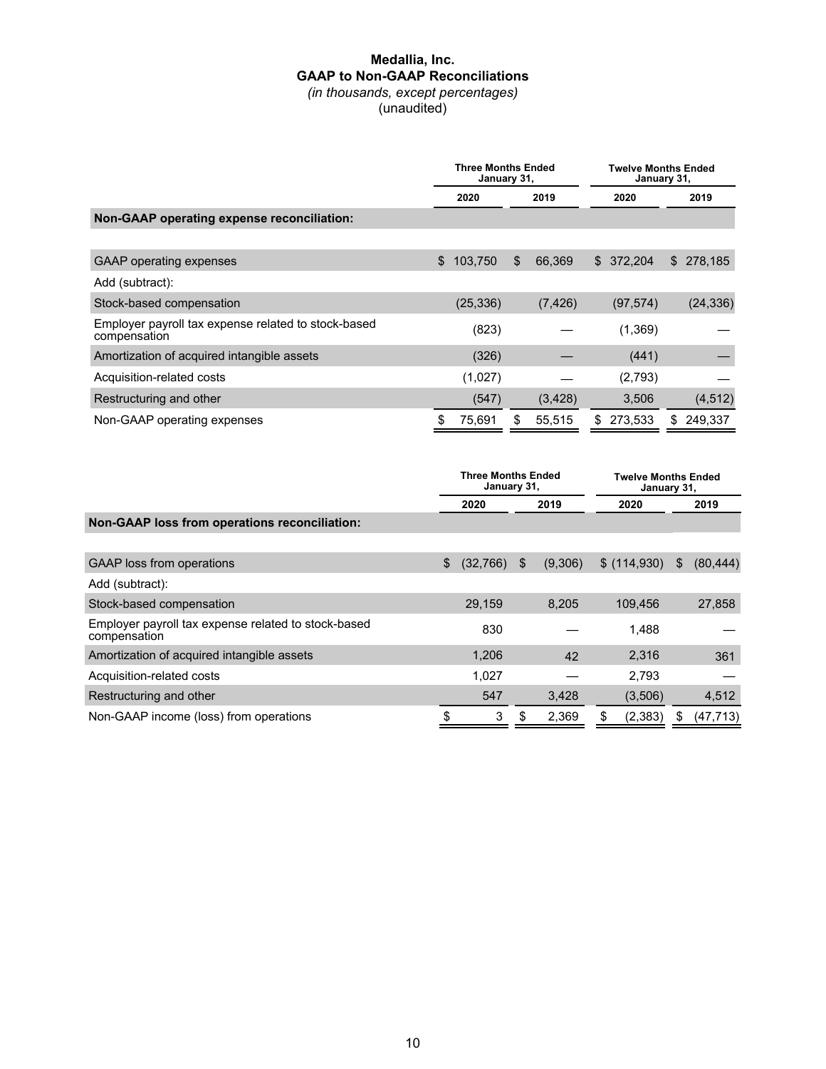**Medallia, Inc.**
**GAAP to Non-GAAP Reconciliations**
*(in thousands, except percentages)*
(unaudited)

| | Three Months Ended January 31, | | Twelve Months Ended January 31, | |
|---|---|---|---|---|
| | 2020 | 2019 | 2020 | 2019 |
| **Non-GAAP operating expense reconciliation:** | | | | |
| GAAP operating expenses | $ 103,750 | $ 66,369 | $ 372,204 | $ 278,185 |
| Add (subtract): | | | | |
| Stock-based compensation | (25,336) | (7,426) | (97,574) | (24,336) |
| Employer payroll tax expense related to stock-based compensation | (823) | — | (1,369) | — |
| Amortization of acquired intangible assets | (326) | — | (441) | — |
| Acquisition-related costs | (1,027) | — | (2,793) | — |
| Restructuring and other | (547) | (3,428) | 3,506 | (4,512) |
| Non-GAAP operating expenses | $ 75,691 | $ 55,515 | $ 273,533 | $ 249,337 |

| | Three Months Ended January 31, | | Twelve Months Ended January 31, | |
|---|---|---|---|---|
| | 2020 | 2019 | 2020 | 2019 |
| **Non-GAAP loss from operations reconciliation:** | | | | |
| GAAP loss from operations | $ (32,766) | $ (9,306) | $ (114,930) | $ (80,444) |
| Add (subtract): | | | | |
| Stock-based compensation | 29,159 | 8,205 | 109,456 | 27,858 |
| Employer payroll tax expense related to stock-based compensation | 830 | — | 1,488 | — |
| Amortization of acquired intangible assets | 1,206 | 42 | 2,316 | 361 |
| Acquisition-related costs | 1,027 | — | 2,793 | — |
| Restructuring and other | 547 | 3,428 | (3,506) | 4,512 |
| Non-GAAP income (loss) from operations | $ 3 | $ 2,369 | $ (2,383) | $ (47,713) |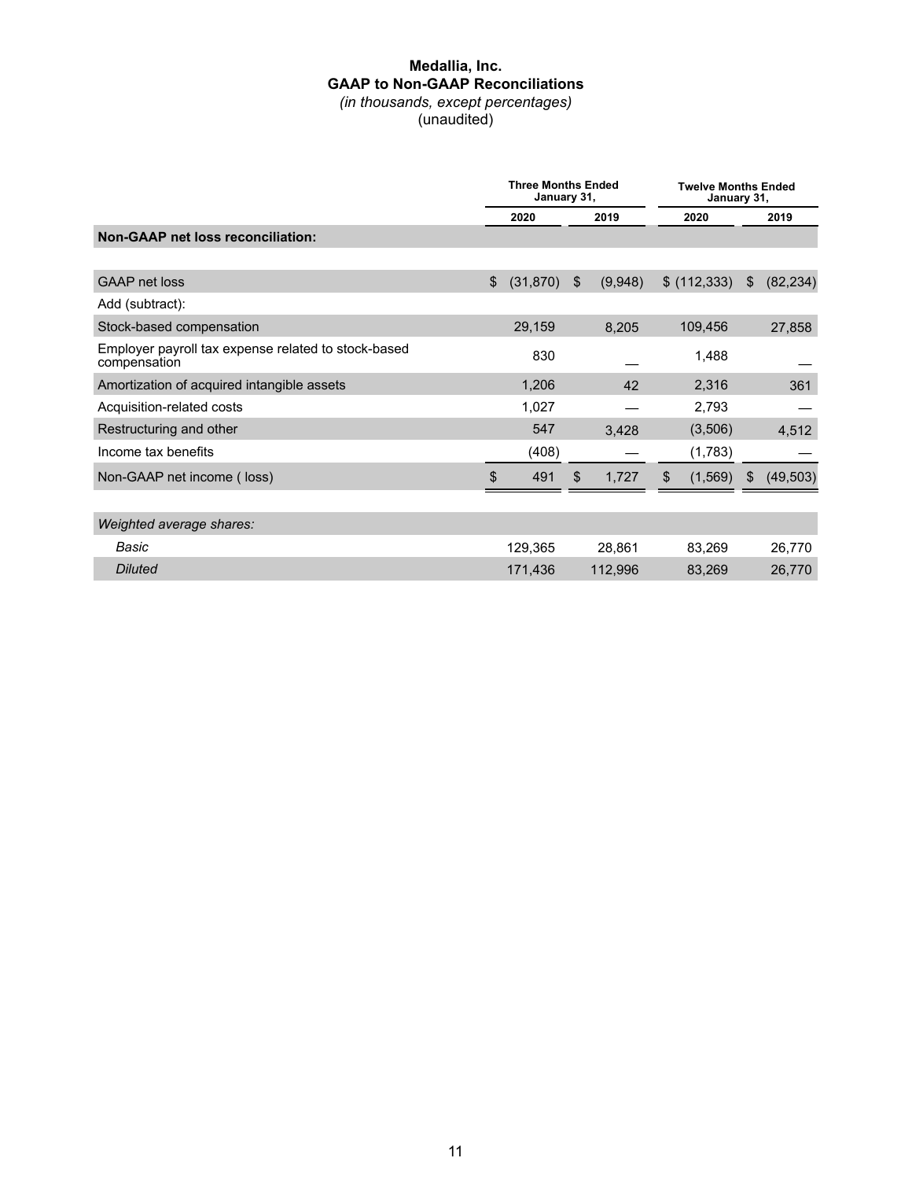**Medallia, Inc.**
**GAAP to Non-GAAP Reconciliations**
*(in thousands, except percentages)*
(unaudited)

| | Three Months Ended January 31, | | Twelve Months Ended January 31, | |
|---|---|---|---|---|
| | 2020 | 2019 | 2020 | 2019 |
| **Non-GAAP net loss reconciliation:** | | | | |
| GAAP net loss | $ (31,870) | $ (9,948) | $ (112,333) | $ (82,234) |
| Add (subtract): | | | | |
| Stock-based compensation | 29,159 | 8,205 | 109,456 | 27,858 |
| Employer payroll tax expense related to stock-based compensation | 830 | — | 1,488 | — |
| Amortization of acquired intangible assets | 1,206 | 42 | 2,316 | 361 |
| Acquisition-related costs | 1,027 | — | 2,793 | — |
| Restructuring and other | 547 | 3,428 | (3,506) | 4,512 |
| Income tax benefits | (408) | — | (1,783) | — |
| Non-GAAP net income ( loss) | $ 491 | $ 1,727 | $ (1,569) | $ (49,503) |
| *Weighted average shares:* | | | | |
| *Basic* | 129,365 | 28,861 | 83,269 | 26,770 |
| *Diluted* | 171,436 | 112,996 | 83,269 | 26,770 |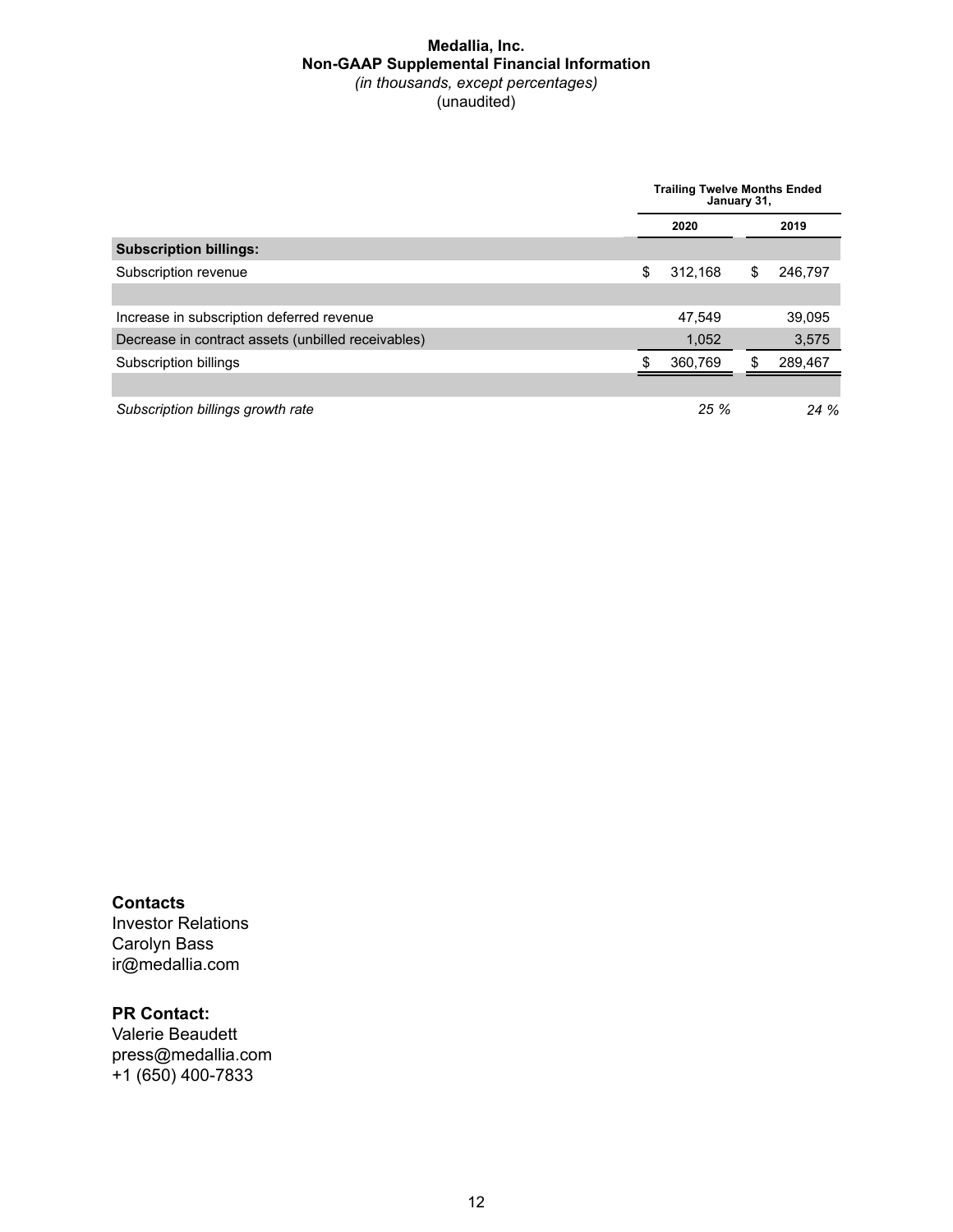**Medallia, Inc.**
**Non-GAAP Supplemental Financial Information**
*(in thousands, except percentages)*
(unaudited)

| | Trailing Twelve Months Ended January 31, | |
|---|---|---|
| | 2020 | 2019 |
| **Subscription billings:** | | |
| Subscription revenue | $ 312,168 | $ 246,797 |
| | | |
| Increase in subscription deferred revenue | 47,549 | 39,095 |
| Decrease in contract assets (unbilled receivables) | 1,052 | 3,575 |
| Subscription billings | $ 360,769 | $ 289,467 |
| | | |
| *Subscription billings growth rate* | *25 %* | *24 %* |

**Contacts**
Investor Relations
Carolyn Bass
ir@medallia.com

**PR Contact:**
Valerie Beaudett
press@medallia.com
+1 (650) 400-7833